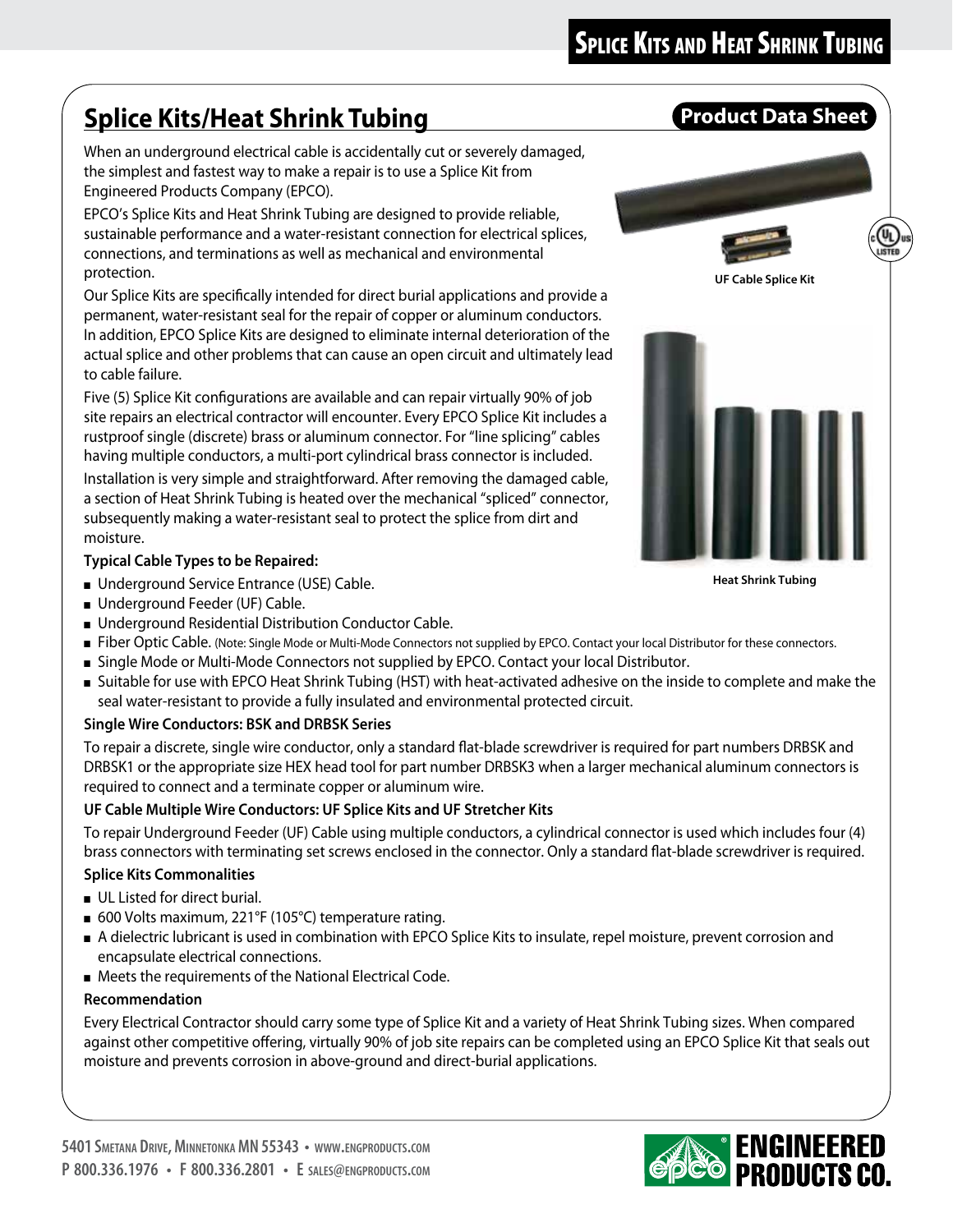# Splice Kits/Heat Shrink Tubing

**Product Data Sheet**

When an underground electrical cable is accidentally cut or severely damaged, the simplest and fastest way to make a repair is to use a Splice Kit from Engineered Products Company (EPCO).

EPCO's Splice Kits and Heat Shrink Tubing are designed to provide reliable, sustainable performance and a water-resistant connection for electrical splices, connections, and terminations as well as mechanical and environmental protection.

Our Splice Kits are specifically intended for direct burial applications and provide a permanent, water-resistant seal for the repair of copper or aluminum conductors. In addition, EPCO Splice Kits are designed to eliminate internal deterioration of the actual splice and other problems that can cause an open circuit and ultimately lead to cable failure.

Five (5) Splice Kit configurations are available and can repair virtually 90% of job site repairs an electrical contractor will encounter. Every EPCO Splice Kit includes a rustproof single (discrete) brass or aluminum connector. For "line splicing" cables having multiple conductors, a multi-port cylindrical brass connector is included.

Installation is very simple and straightforward. After removing the damaged cable, a section of Heat Shrink Tubing is heated over the mechanical "spliced" connector, subsequently making a water-resistant seal to protect the splice from dirt and moisture.

UF Cable Splice Kit

Heat Shrink Tubing

**Typical Cable Types to be Repaired:**

- Underground Service Entrance (USE) Cable.
- Underground Feeder (UF) Cable.
- Underground Residential Distribution Conductor Cable.
- Fiber Optic Cable. (Note: Single Mode or Multi-Mode Connectors not supplied by EPCO. Contact your local Distributor for these connectors.
- Single Mode or Multi-Mode Connectors not supplied by EPCO. Contact your local Distributor.
- Suitable for use with EPCO Heat Shrink Tubing (HST) with heat-activated adhesive on the inside to complete and make the seal water-resistant to provide a fully insulated and environmental protected circuit.

**Single Wire Conductors: BSK and DRBSK Series**

To repair a discrete, single wire conductor, only a standard flat-blade screwdriver is required for part numbers DRBSK and DRBSK1 or the appropriate size HEX head tool for part number DRBSK3 when a larger mechanical aluminum connectors is required to connect and a terminate copper or aluminum wire.

**UF Cable Multiple Wire Conductors: UF Splice Kits and UF Stretcher Kits**

To repair Underground Feeder (UF) Cable using multiple conductors, a cylindrical connector is used which includes four (4) brass connectors with terminating set screws enclosed in the connector. Only a standard flat-blade screwdriver is required.

**Splice Kits Commonalities**

- UL Listed for direct burial.
- 600 Volts maximum, 221°F (105°C) temperature rating.
- A dielectric lubricant is used in combination with EPCO Splice Kits to insulate, repel moisture, prevent corrosion and encapsulate electrical connections.
- Meets the requirements of the National Electrical Code.

**Recommendation**

Every Electrical Contractor should carry some type of Splice Kit and a variety of Heat Shrink Tubing sizes. When compared against other competitive offering, virtually 90% of job site repairs can be completed using an EPCO Splice Kit that seals out moisture and prevents corrosion in above-ground and direct-burial applications.

5401 Smetana Drive, Minnetonka MN 55343 • www.engproducts.com
P 800.336.1976 • F 800.336.2801 • E sales@engproducts.com

ENGINEERED PRODUCTS CO.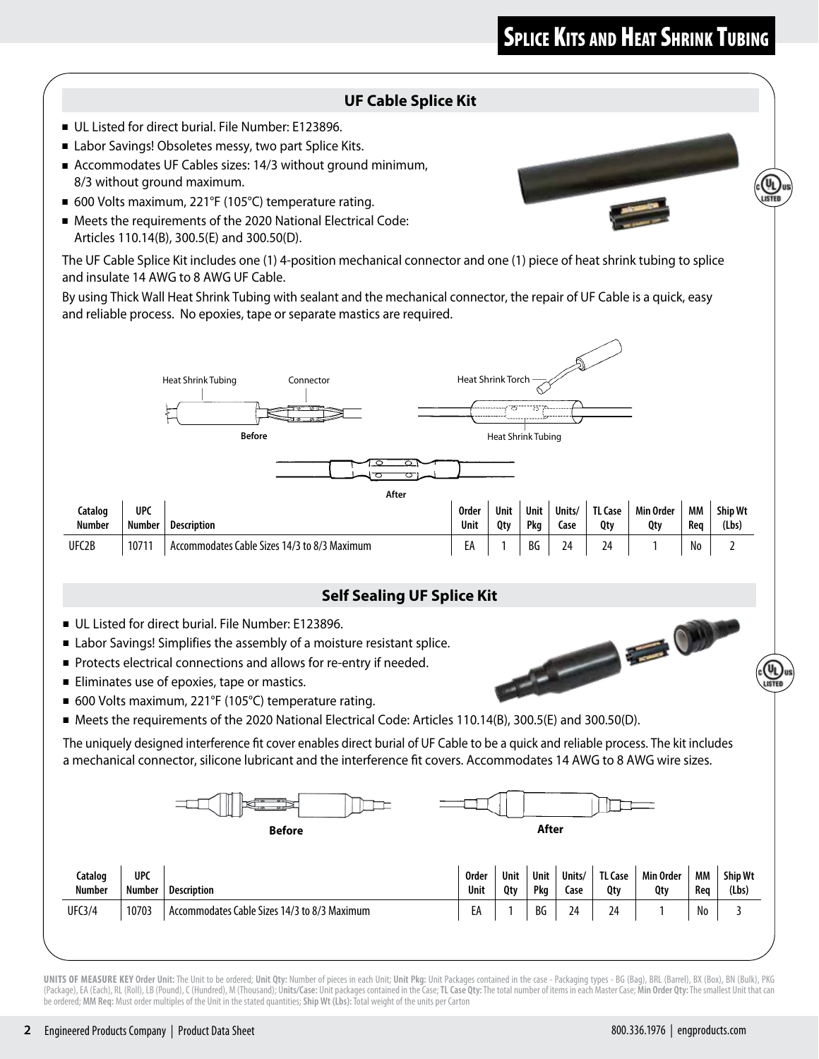# Splice Kits and Heat Shrink Tubing

## UF Cable Splice Kit

- UL Listed for direct burial. File Number: E123896.
- Labor Savings! Obsoletes messy, two part Splice Kits.
- Accommodates UF Cables sizes: 14/3 without ground minimum, 8/3 without ground maximum.
- 600 Volts maximum, 221°F (105°C) temperature rating.
- Meets the requirements of the 2020 National Electrical Code: Articles 110.14(B), 300.5(E) and 300.50(D).

The UF Cable Splice Kit includes one (1) 4-position mechanical connector and one (1) piece of heat shrink tubing to splice and insulate 14 AWG to 8 AWG UF Cable.

By using Thick Wall Heat Shrink Tubing with sealant and the mechanical connector, the repair of UF Cable is a quick, easy and reliable process. No epoxies, tape or separate mastics are required.

Heat Shrink Tubing | Connector | Heat Shrink Torch | Heat Shrink Tubing

Before

After

| Catalog Number | UPC Number | Description | Order Unit | Unit Qty | Unit Pkg | Units/ Case | TL Case Qty | Min Order Qty | MM Req | Ship Wt (Lbs) |
|---|---|---|---|---|---|---|---|---|---|---|
| UFC2B | 10711 | Accommodates Cable Sizes 14/3 to 8/3 Maximum | EA | 1 | BG | 24 | 24 | 1 | No | 2 |

## Self Sealing UF Splice Kit

- UL Listed for direct burial. File Number: E123896.
- Labor Savings! Simplifies the assembly of a moisture resistant splice.
- Protects electrical connections and allows for re-entry if needed.
- Eliminates use of epoxies, tape or mastics.
- 600 Volts maximum, 221°F (105°C) temperature rating.
- Meets the requirements of the 2020 National Electrical Code: Articles 110.14(B), 300.5(E) and 300.50(D).

The uniquely designed interference fit cover enables direct burial of UF Cable to be a quick and reliable process. The kit includes a mechanical connector, silicone lubricant and the interference fit covers. Accommodates 14 AWG to 8 AWG wire sizes.

Before

After

| Catalog Number | UPC Number | Description | Order Unit | Unit Qty | Unit Pkg | Units/ Case | TL Case Qty | Min Order Qty | MM Req | Ship Wt (Lbs) |
|---|---|---|---|---|---|---|---|---|---|---|
| UFC3/4 | 10703 | Accommodates Cable Sizes 14/3 to 8/3 Maximum | EA | 1 | BG | 24 | 24 | 1 | No | 3 |

**UNITS OF MEASURE KEY Order Unit:** The Unit to be ordered; **Unit Qty:** Number of pieces in each Unit; **Unit Pkg:** Unit Packages contained in the case - Packaging types - BG (Bag), BRL (Barrel), BX (Box), BN (Bulk), PKG (Package), EA (Each), RL (Roll), LB (Pound), C (Hundred), M (Thousand); **Units/Case:** Unit packages contained in the Case; **TL Case Qty:** The total number of items in each Master Case; **Min Order Qty:** The smallest Unit that can be ordered; **MM Req:** Must order multiples of the Unit in the stated quantities; **Ship Wt (Lbs):** Total weight of the units per Carton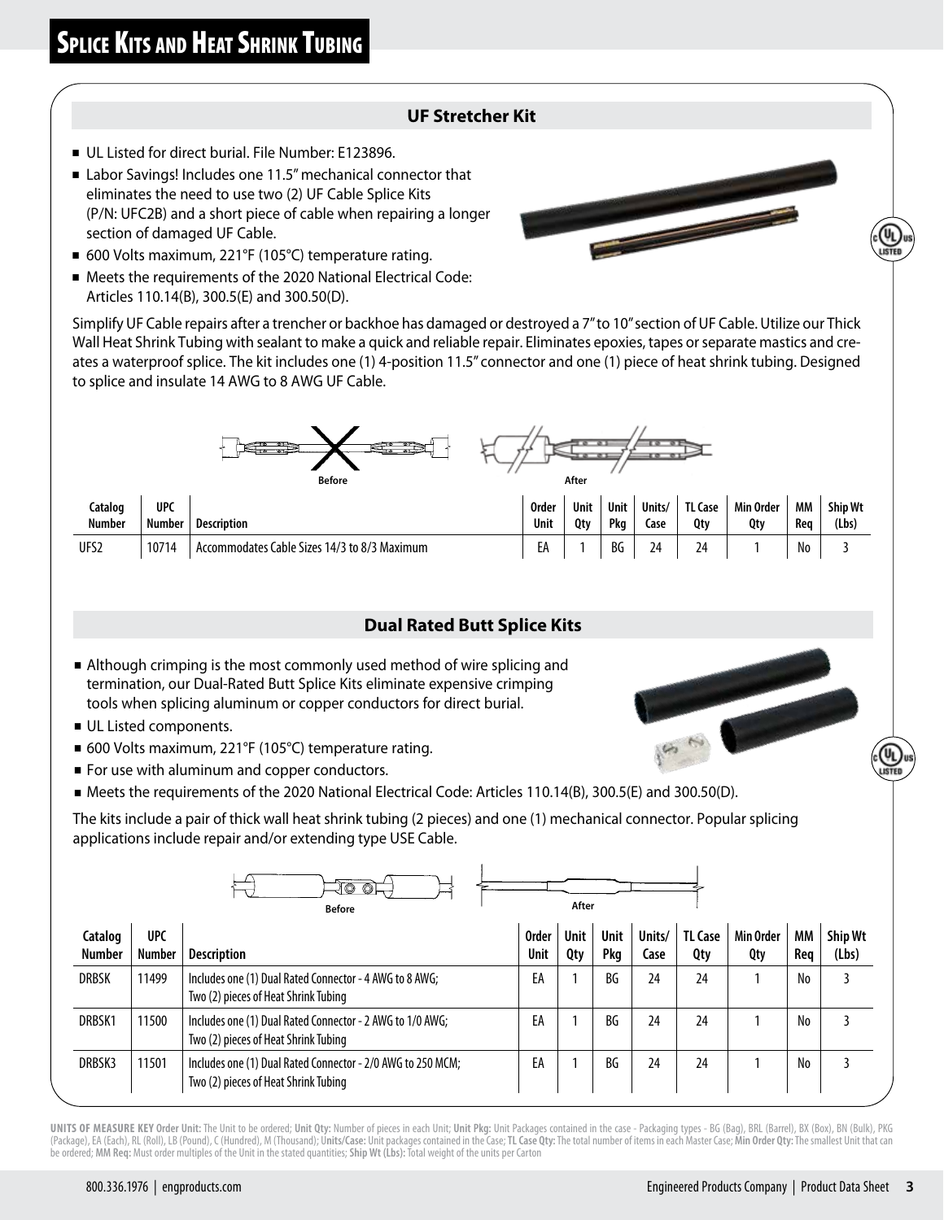# Splice Kits and Heat Shrink Tubing

## UF Stretcher Kit

- UL Listed for direct burial. File Number: E123896.
- Labor Savings! Includes one 11.5" mechanical connector that eliminates the need to use two (2) UF Cable Splice Kits (P/N: UFC2B) and a short piece of cable when repairing a longer section of damaged UF Cable.
- 600 Volts maximum, 221°F (105°C) temperature rating.
- Meets the requirements of the 2020 National Electrical Code: Articles 110.14(B), 300.5(E) and 300.50(D).

Simplify UF Cable repairs after a trencher or backhoe has damaged or destroyed a 7" to 10" section of UF Cable. Utilize our Thick Wall Heat Shrink Tubing with sealant to make a quick and reliable repair. Eliminates epoxies, tapes or separate mastics and creates a waterproof splice. The kit includes one (1) 4-position 11.5" connector and one (1) piece of heat shrink tubing. Designed to splice and insulate 14 AWG to 8 AWG UF Cable.

Before | After

| Catalog Number | UPC Number | Description | Order Unit | Unit Qty | Unit Pkg | Units/ Case | TL Case Qty | Min Order Qty | MM Req | Ship Wt (Lbs) |
|---|---|---|---|---|---|---|---|---|---|---|
| UFS2 | 10714 | Accommodates Cable Sizes 14/3 to 8/3 Maximum | EA | 1 | BG | 24 | 24 | 1 | No | 3 |

## Dual Rated Butt Splice Kits

- Although crimping is the most commonly used method of wire splicing and termination, our Dual-Rated Butt Splice Kits eliminate expensive crimping tools when splicing aluminum or copper conductors for direct burial.
- UL Listed components.
- 600 Volts maximum, 221°F (105°C) temperature rating.
- For use with aluminum and copper conductors.
- Meets the requirements of the 2020 National Electrical Code: Articles 110.14(B), 300.5(E) and 300.50(D).

The kits include a pair of thick wall heat shrink tubing (2 pieces) and one (1) mechanical connector. Popular splicing applications include repair and/or extending type USE Cable.

Before | After

| Catalog Number | UPC Number | Description | Order Unit | Unit Qty | Unit Pkg | Units/ Case | TL Case Qty | Min Order Qty | MM Req | Ship Wt (Lbs) |
|---|---|---|---|---|---|---|---|---|---|---|
| DRBSK | 11499 | Includes one (1) Dual Rated Connector - 4 AWG to 8 AWG; Two (2) pieces of Heat Shrink Tubing | EA | 1 | BG | 24 | 24 | 1 | No | 3 |
| DRBSK1 | 11500 | Includes one (1) Dual Rated Connector - 2 AWG to 1/0 AWG; Two (2) pieces of Heat Shrink Tubing | EA | 1 | BG | 24 | 24 | 1 | No | 3 |
| DRBSK3 | 11501 | Includes one (1) Dual Rated Connector - 2/0 AWG to 250 MCM; Two (2) pieces of Heat Shrink Tubing | EA | 1 | BG | 24 | 24 | 1 | No | 3 |

**UNITS OF MEASURE KEY Order Unit:** The Unit to be ordered; **Unit Qty:** Number of pieces in each Unit; **Unit Pkg:** Unit Packages contained in the case - Packaging types - BG (Bag), BRL (Barrel), BX (Box), BN (Bulk), PKG (Package), EA (Each), RL (Roll), LB (Pound), C (Hundred), M (Thousand); **Units/Case:** Unit packages contained in the Case; **TL Case Qty:** The total number of items in each Master Case; **Min Order Qty:** The smallest Unit that can be ordered; **MM Req:** Must order multiples of the Unit in the stated quantities; **Ship Wt (Lbs):** Total weight of the units per Carton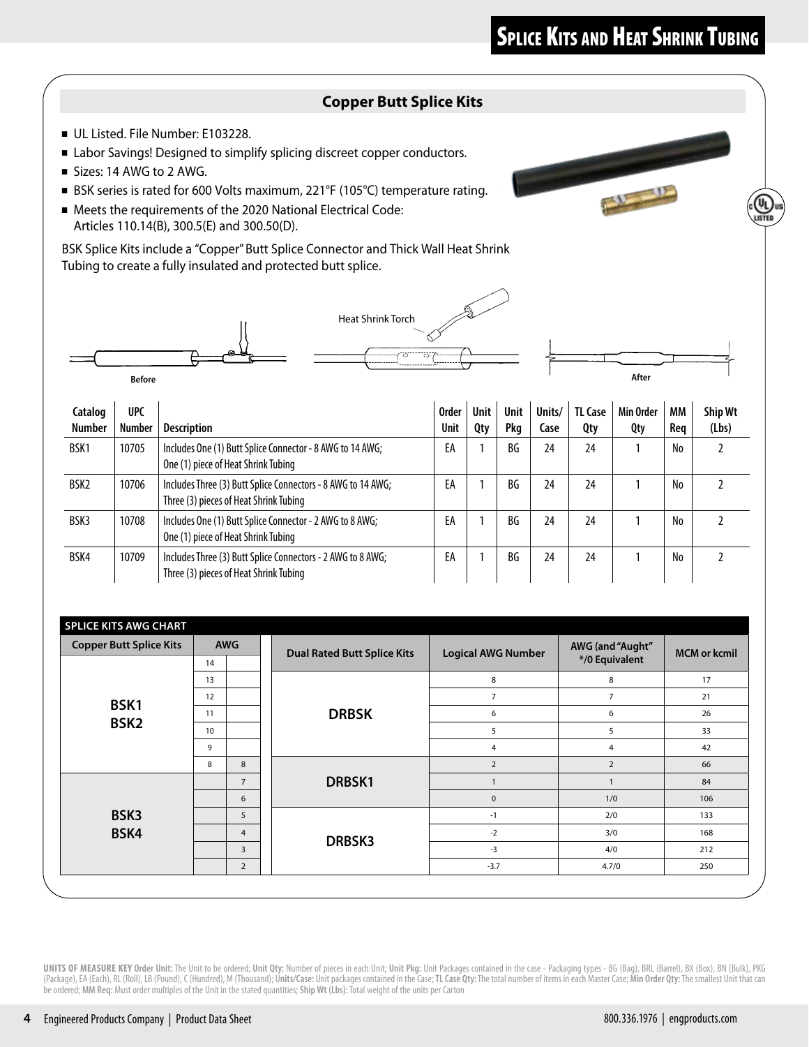# Splice Kits and Heat Shrink Tubing

## Copper Butt Splice Kits

- UL Listed. File Number: E103228.
- Labor Savings! Designed to simplify splicing discreet copper conductors.
- Sizes: 14 AWG to 2 AWG.
- BSK series is rated for 600 Volts maximum, 221°F (105°C) temperature rating.
- Meets the requirements of the 2020 National Electrical Code: Articles 110.14(B), 300.5(E) and 300.50(D).

BSK Splice Kits include a "Copper" Butt Splice Connector and Thick Wall Heat Shrink Tubing to create a fully insulated and protected butt splice.

Before | Heat Shrink Torch | After

| Catalog Number | UPC Number | Description | Order Unit | Unit Qty | Unit Pkg | Units/ Case | TL Case Qty | Min Order Qty | MM Req | Ship Wt (Lbs) |
|---|---|---|---|---|---|---|---|---|---|---|
| BSK1 | 10705 | Includes One (1) Butt Splice Connector - 8 AWG to 14 AWG; One (1) piece of Heat Shrink Tubing | EA | 1 | BG | 24 | 24 | 1 | No | 2 |
| BSK2 | 10706 | Includes Three (3) Butt Splice Connectors - 8 AWG to 14 AWG; Three (3) pieces of Heat Shrink Tubing | EA | 1 | BG | 24 | 24 | 1 | No | 2 |
| BSK3 | 10708 | Includes One (1) Butt Splice Connector - 2 AWG to 8 AWG; One (1) piece of Heat Shrink Tubing | EA | 1 | BG | 24 | 24 | 1 | No | 2 |
| BSK4 | 10709 | Includes Three (3) Butt Splice Connectors - 2 AWG to 8 AWG; Three (3) pieces of Heat Shrink Tubing | EA | 1 | BG | 24 | 24 | 1 | No | 2 |

### SPLICE KITS AWG CHART

| Copper Butt Splice Kits | AWG | |
|---|---|---|
| BSK1 BSK2 | 14 | |
| | 13 | |
| | 12 | |
| | 11 | |
| | 10 | |
| | 9 | |
| | 8 | 8 |
| BSK3 BSK4 | | 7 |
| | | 6 |
| | | 5 |
| | | 4 |
| | | 3 |
| | | 2 |

| Dual Rated Butt Splice Kits | Logical AWG Number | AWG (and "Aught" */0 Equivalent | MCM or kcmil |
|---|---|---|---|
| DRBSK | 8 | 8 | 17 |
| | 7 | 7 | 21 |
| | 6 | 6 | 26 |
| | 5 | 5 | 33 |
| | 4 | 4 | 42 |
| DRBSK1 | 2 | 2 | 66 |
| | 1 | 1 | 84 |
| | 0 | 1/0 | 106 |
| DRBSK3 | -1 | 2/0 | 133 |
| | -2 | 3/0 | 168 |
| | -3 | 4/0 | 212 |
| | -3.7 | 4.7/0 | 250 |

**UNITS OF MEASURE KEY Order Unit:** The Unit to be ordered; **Unit Qty:** Number of pieces in each Unit; **Unit Pkg:** Unit Packages contained in the case - Packaging types - BG (Bag), BRL (Barrel), BX (Box), BN (Bulk), PKG (Package), EA (Each), RL (Roll), LB (Pound), C (Hundred), M (Thousand); **Units/Case:** Unit packages contained in the Case; **TL Case Qty:** The total number of items in each Master Case; **Min Order Qty:** The smallest Unit that can be ordered; **MM Req:** Must order multiples of the Unit in the stated quantities; **Ship Wt (Lbs):** Total weight of the units per Carton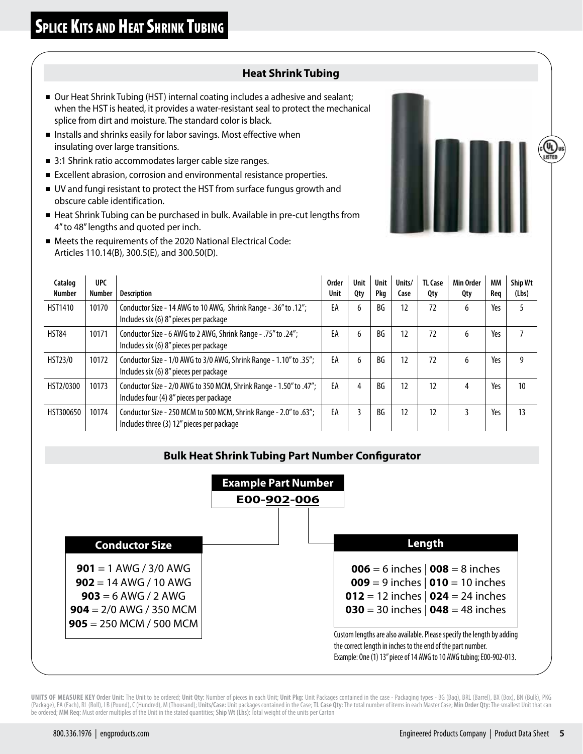# Splice Kits and Heat Shrink Tubing

## Heat Shrink Tubing

- Our Heat Shrink Tubing (HST) internal coating includes a adhesive and sealant; when the HST is heated, it provides a water-resistant seal to protect the mechanical splice from dirt and moisture. The standard color is black.
- Installs and shrinks easily for labor savings. Most effective when insulating over large transitions.
- 3:1 Shrink ratio accommodates larger cable size ranges.
- Excellent abrasion, corrosion and environmental resistance properties.
- UV and fungi resistant to protect the HST from surface fungus growth and obscure cable identification.
- Heat Shrink Tubing can be purchased in bulk. Available in pre-cut lengths from 4" to 48" lengths and quoted per inch.
- Meets the requirements of the 2020 National Electrical Code: Articles 110.14(B), 300.5(E), and 300.50(D).

| Catalog Number | UPC Number | Description | Order Unit | Unit Qty | Unit Pkg | Units/ Case | TL Case Qty | Min Order Qty | MM Req | Ship Wt (Lbs) |
|---|---|---|---|---|---|---|---|---|---|---|
| HST1410 | 10170 | Conductor Size - 14 AWG to 10 AWG, Shrink Range - .36" to .12"; Includes six (6) 8" pieces per package | EA | 6 | BG | 12 | 72 | 6 | Yes | 5 |
| HST84 | 10171 | Conductor Size - 6 AWG to 2 AWG, Shrink Range - .75" to .24"; Includes six (6) 8" pieces per package | EA | 6 | BG | 12 | 72 | 6 | Yes | 7 |
| HST23/0 | 10172 | Conductor Size - 1/0 AWG to 3/0 AWG, Shrink Range - 1.10" to .35"; Includes six (6) 8" pieces per package | EA | 6 | BG | 12 | 72 | 6 | Yes | 9 |
| HST2/0300 | 10173 | Conductor Size - 2/0 AWG to 350 MCM, Shrink Range - 1.50" to .47"; Includes four (4) 8" pieces per package | EA | 4 | BG | 12 | 12 | 4 | Yes | 10 |
| HST300650 | 10174 | Conductor Size - 250 MCM to 500 MCM, Shrink Range - 2.0" to .63"; Includes three (3) 12" pieces per package | EA | 3 | BG | 12 | 12 | 3 | Yes | 13 |

## Bulk Heat Shrink Tubing Part Number Configurator

**Example Part Number**

**E00-902-006**

**Conductor Size**

- **901** = 1 AWG / 3/0 AWG
- **902** = 14 AWG / 10 AWG
- **903** = 6 AWG / 2 AWG
- **904** = 2/0 AWG / 350 MCM
- **905** = 250 MCM / 500 MCM

**Length**

- **006** = 6 inches | **008** = 8 inches
- **009** = 9 inches | **010** = 10 inches
- **012** = 12 inches | **024** = 24 inches
- **030** = 30 inches | **048** = 48 inches

Custom lengths are also available. Please specify the length by adding the correct length in inches to the end of the part number. Example: One (1) 13" piece of 14 AWG to 10 AWG tubing; E00-902-013.

**UNITS OF MEASURE KEY Order Unit:** The Unit to be ordered; **Unit Qty:** Number of pieces in each Unit; **Unit Pkg:** Unit Packages contained in the case - Packaging types - BG (Bag), BRL (Barrel), BX (Box), BN (Bulk), PKG (Package), EA (Each), RL (Roll), LB (Pound), C (Hundred), M (Thousand); **Units/Case:** Unit packages contained in the Case; **TL Case Qty:** The total number of items in each Master Case; **Min Order Qty:** The smallest Unit that can be ordered; **MM Req:** Must order multiples of the Unit in the stated quantities; **Ship Wt (Lbs):** Total weight of the units per Carton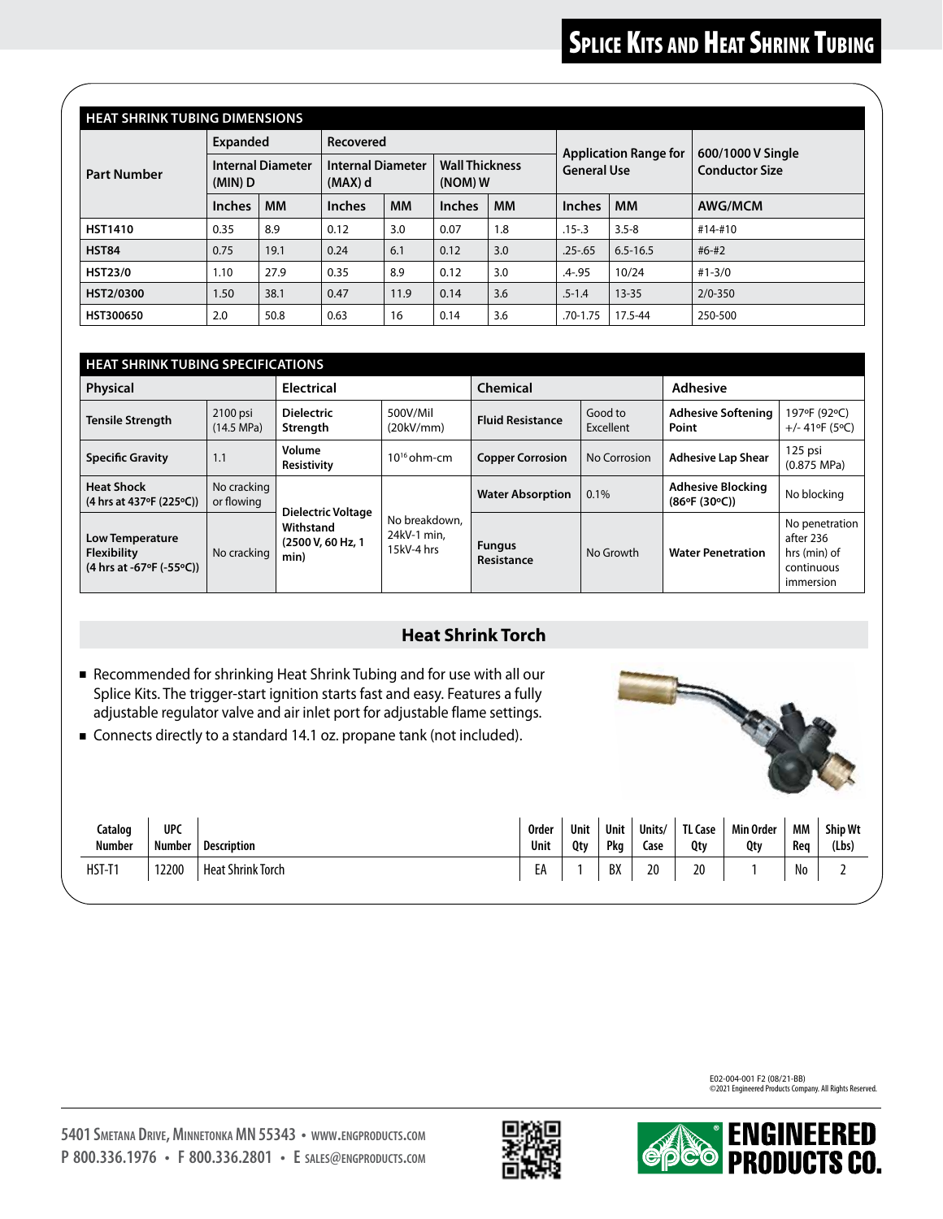# Splice Kits and Heat Shrink Tubing

## HEAT SHRINK TUBING DIMENSIONS

| Part Number | Expanded | | Recovered | | | | Application Range for General Use | | 600/1000 V Single Conductor Size |
|---|---|---|---|---|---|---|---|---|---|
| | Internal Diameter (MIN) D | | Internal Diameter (MAX) d | | Wall Thickness (NOM) W | | | | |
| | Inches | MM | Inches | MM | Inches | MM | Inches | MM | AWG/MCM |
| **HST1410** | 0.35 | 8.9 | 0.12 | 3.0 | 0.07 | 1.8 | .15-.3 | 3.5-8 | #14-#10 |
| **HST84** | 0.75 | 19.1 | 0.24 | 6.1 | 0.12 | 3.0 | .25-.65 | 6.5-16.5 | #6-#2 |
| **HST23/0** | 1.10 | 27.9 | 0.35 | 8.9 | 0.12 | 3.0 | .4-.95 | 10/24 | #1-3/0 |
| **HST2/0300** | 1.50 | 38.1 | 0.47 | 11.9 | 0.14 | 3.6 | .5-1.4 | 13-35 | 2/0-350 |
| **HST300650** | 2.0 | 50.8 | 0.63 | 16 | 0.14 | 3.6 | .70-1.75 | 17.5-44 | 250-500 |

## HEAT SHRINK TUBING SPECIFICATIONS

| Physical | | Electrical | | Chemical | | Adhesive | |
|---|---|---|---|---|---|---|---|
| **Tensile Strength** | 2100 psi (14.5 MPa) | **Dielectric Strength** | 500V/Mil (20kV/mm) | **Fluid Resistance** | Good to Excellent | **Adhesive Softening Point** | 197ºF (92ºC) +/- 41ºF (5ºC) |
| **Specific Gravity** | 1.1 | **Volume Resistivity** | $10^{16}$ ohm-cm | **Copper Corrosion** | No Corrosion | **Adhesive Lap Shear** | 125 psi (0.875 MPa) |
| **Heat Shock (4 hrs at 437ºF (225ºC))** | No cracking or flowing | **Dielectric Voltage Withstand (2500 V, 60 Hz, 1 min)** | No breakdown, 24kV-1 min, 15kV-4 hrs | **Water Absorption** | 0.1% | **Adhesive Blocking (86ºF (30ºC))** | No blocking |
| **Low Temperature Flexibility (4 hrs at -67ºF (-55ºC))** | No cracking | | | **Fungus Resistance** | No Growth | **Water Penetration** | No penetration after 236 hrs (min) of continuous immersion |

## Heat Shrink Torch

- Recommended for shrinking Heat Shrink Tubing and for use with all our Splice Kits. The trigger-start ignition starts fast and easy. Features a fully adjustable regulator valve and air inlet port for adjustable flame settings.
- Connects directly to a standard 14.1 oz. propane tank (not included).

| Catalog Number | UPC Number | Description | Order Unit | Unit Qty | Unit Pkg | Units/ Case | TL Case Qty | Min Order Qty | MM Req | Ship Wt (Lbs) |
|---|---|---|---|---|---|---|---|---|---|---|
| HST-T1 | 12200 | Heat Shrink Torch | EA | 1 | BX | 20 | 20 | 1 | No | 2 |

E02-004-001 F2 (08/21-BB)
©2021 Engineered Products Company. All Rights Reserved.

5401 Smetana Drive, Minnetonka MN 55343 • www.engproducts.com
P 800.336.1976 • F 800.336.2801 • E sales@engproducts.com

ENGINEERED PRODUCTS CO.